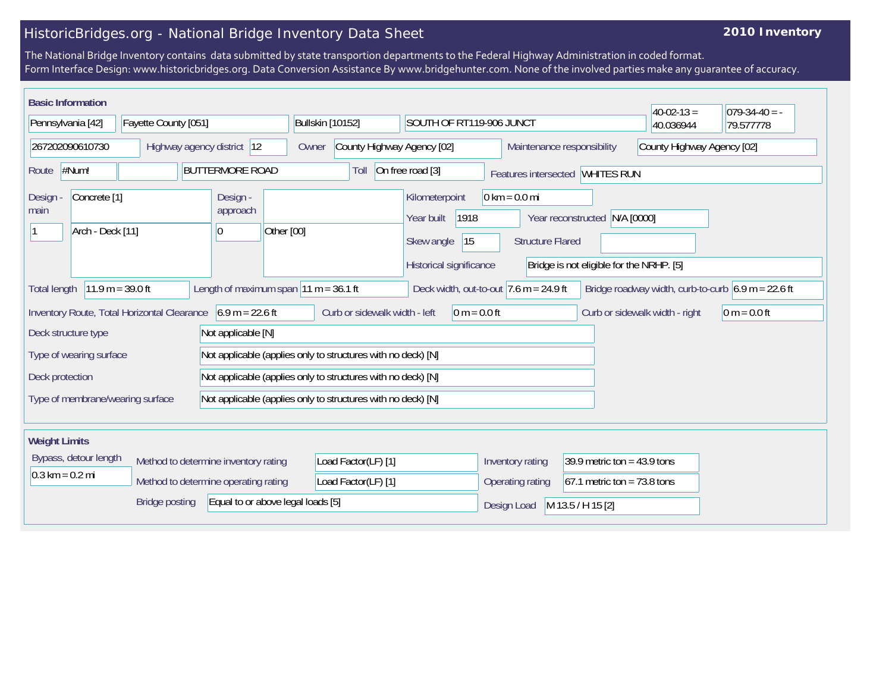# HistoricBridges.org - National Bridge Inventory Data Sheet

**2010 Inventory**

The National Bridge Inventory contains data submitted by state transportion departments to the Federal Highway Administration in coded format.
Form Interface Design: www.historicbridges.org. Data Conversion Assistance By www.bridgehunter.com. None of the involved parties make any guarantee of accuracy.

## Basic Information

| | |
|---|---|
| State | Pennsylvania [42] |
| County | Fayette County [051] |
| Place | Bullskin [10152] |
| Location | SOUTH OF RT119-906 JUNCT |
| Latitude | 40-02-13 = 40.036944 |
| Longitude | 079-34-40 = -79.577778 |
| Structure number | 267202090610730 |
| Highway agency district | 12 |
| Owner | County Highway Agency [02] |
| Maintenance responsibility | County Highway Agency [02] |
| Route | #Num! |
| Facility carried | BUTTERMORE ROAD |
| Toll | On free road [3] |
| Features intersected | WHITES RUN |
| Design - main | Concrete [1] |
| | 1 — Arch - Deck [11] |
| Design - approach | |
| | 0 — Other [00] |
| Kilometerpoint | 0 km = 0.0 mi |
| Year built | 1918 |
| Year reconstructed | N/A [0000] |
| Skew angle | 15 |
| Structure Flared | |
| Historical significance | Bridge is not eligible for the NRHP. [5] |
| Total length | 11.9 m = 39.0 ft |
| Length of maximum span | 11 m = 36.1 ft |
| Deck width, out-to-out | 7.6 m = 24.9 ft |
| Bridge roadway width, curb-to-curb | 6.9 m = 22.6 ft |
| Inventory Route, Total Horizontal Clearance | 6.9 m = 22.6 ft |
| Curb or sidewalk width - left | 0 m = 0.0 ft |
| Curb or sidewalk width - right | 0 m = 0.0 ft |
| Deck structure type | Not applicable [N] |
| Type of wearing surface | Not applicable (applies only to structures with no deck) [N] |
| Deck protection | Not applicable (applies only to structures with no deck) [N] |
| Type of membrane/wearing surface | Not applicable (applies only to structures with no deck) [N] |

## Weight Limits

| | |
|---|---|
| Bypass, detour length | 0.3 km = 0.2 mi |
| Method to determine inventory rating | Load Factor(LF) [1] |
| Method to determine operating rating | Load Factor(LF) [1] |
| Inventory rating | 39.9 metric ton = 43.9 tons |
| Operating rating | 67.1 metric ton = 73.8 tons |
| Bridge posting | Equal to or above legal loads [5] |
| Design Load | M 13.5 / H 15 [2] |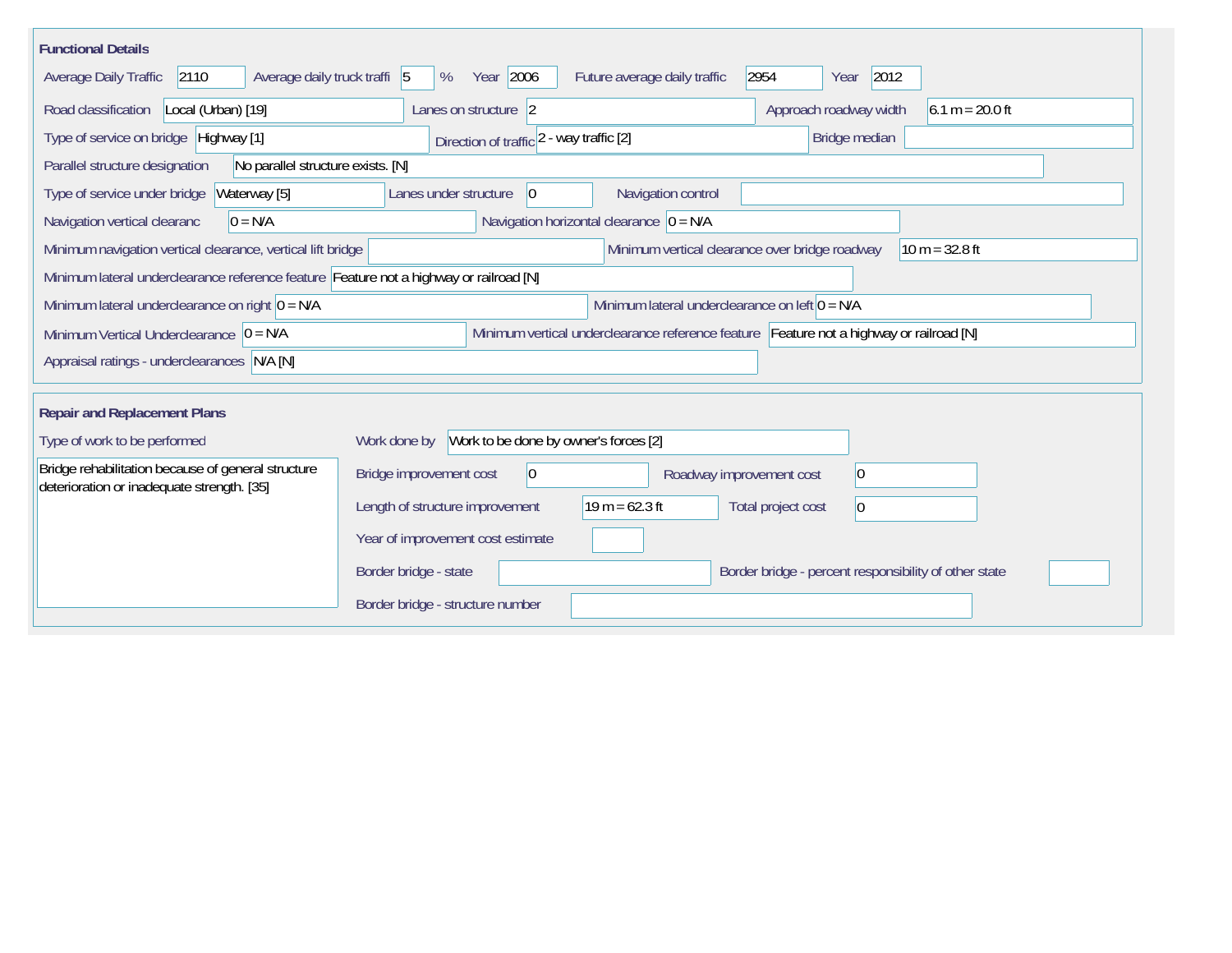## Functional Details

| Field | Value |
|---|---|
| Average Daily Traffic | 2110 |
| Average daily truck traffi | 5 % |
| Year | 2006 |
| Future average daily traffic | 2954 |
| Year | 2012 |
| Road classification | Local (Urban) [19] |
| Lanes on structure | 2 |
| Approach roadway width | 6.1 m = 20.0 ft |
| Type of service on bridge | Highway [1] |
| Direction of traffic | 2 - way traffic [2] |
| Bridge median | |
| Parallel structure designation | No parallel structure exists. [N] |
| Type of service under bridge | Waterway [5] |
| Lanes under structure | 0 |
| Navigation control | |
| Navigation vertical clearanc | 0 = N/A |
| Navigation horizontal clearance | 0 = N/A |
| Minimum navigation vertical clearance, vertical lift bridge | |
| Minimum vertical clearance over bridge roadway | 10 m = 32.8 ft |
| Minimum lateral underclearance reference feature | Feature not a highway or railroad [N] |
| Minimum lateral underclearance on right | 0 = N/A |
| Minimum lateral underclearance on left | 0 = N/A |
| Minimum Vertical Underclearance | 0 = N/A |
| Minimum vertical underclearance reference feature | Feature not a highway or railroad [N] |
| Appraisal ratings - underclearances | N/A [N] |

## Repair and Replacement Plans

| Field | Value |
|---|---|
| Type of work to be performed | Bridge rehabilitation because of general structure deterioration or inadequate strength. [35] |
| Work done by | Work to be done by owner's forces [2] |
| Bridge improvement cost | 0 |
| Roadway improvement cost | 0 |
| Length of structure improvement | 19 m = 62.3 ft |
| Total project cost | 0 |
| Year of improvement cost estimate | |
| Border bridge - state | |
| Border bridge - percent responsibility of other state | |
| Border bridge - structure number | |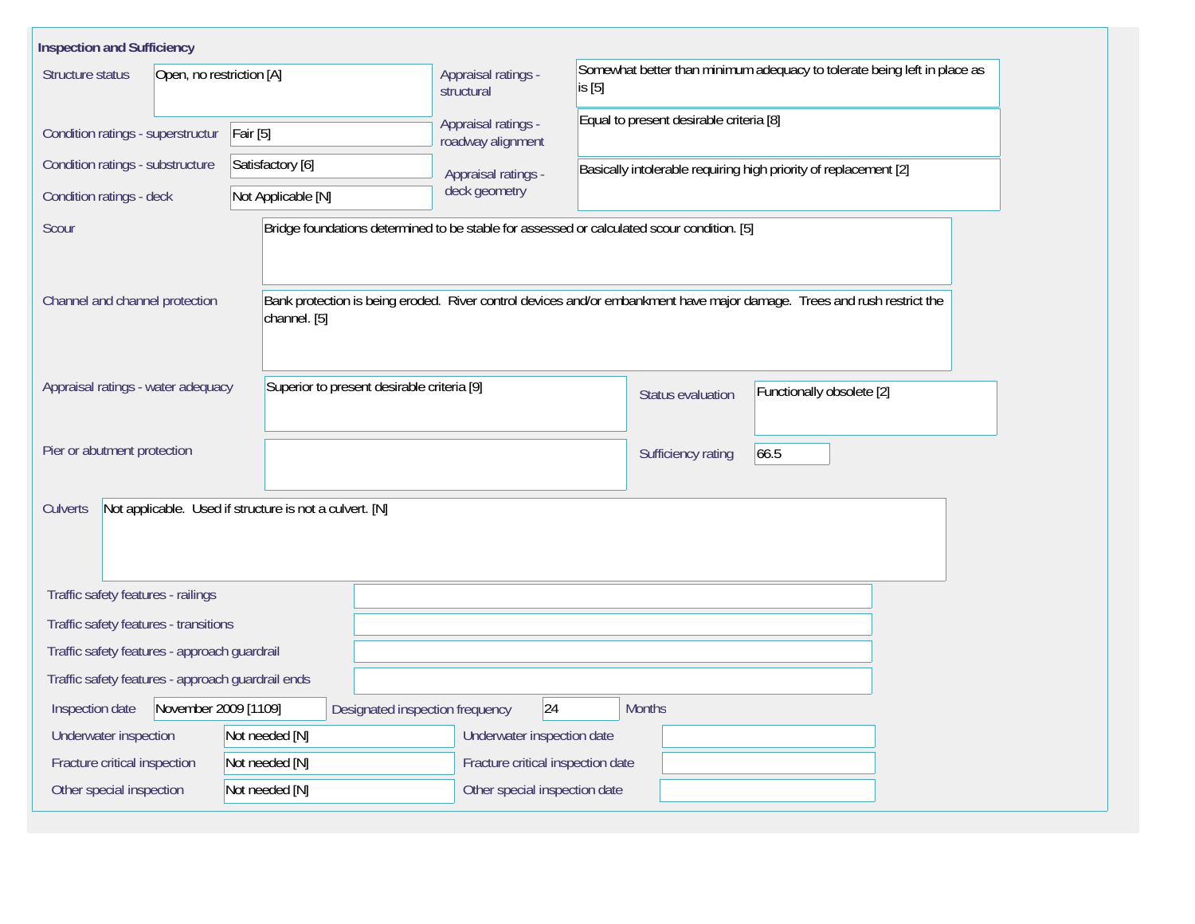## Inspection and Sufficiency

| | |
|---|---|
| Structure status | Open, no restriction [A] |
| Appraisal ratings - structural | Somewhat better than minimum adequacy to tolerate being left in place as is [5] |
| Condition ratings - superstructur | Fair [5] |
| Appraisal ratings - roadway alignment | Equal to present desirable criteria [8] |
| Condition ratings - substructure | Satisfactory [6] |
| Appraisal ratings - deck geometry | Basically intolerable requiring high priority of replacement [2] |
| Condition ratings - deck | Not Applicable [N] |
| Scour | Bridge foundations determined to be stable for assessed or calculated scour condition. [5] |
| Channel and channel protection | Bank protection is being eroded. River control devices and/or embankment have major damage. Trees and rush restrict the channel. [5] |
| Appraisal ratings - water adequacy | Superior to present desirable criteria [9] |
| Status evaluation | Functionally obsolete [2] |
| Pier or abutment protection | |
| Sufficiency rating | 66.5 |
| Culverts | Not applicable. Used if structure is not a culvert. [N] |
| Traffic safety features - railings | |
| Traffic safety features - transitions | |
| Traffic safety features - approach guardrail | |
| Traffic safety features - approach guardrail ends | |
| Inspection date | November 2009 [1109] |
| Designated inspection frequency | 24 Months |
| Underwater inspection | Not needed [N] |
| Underwater inspection date | |
| Fracture critical inspection | Not needed [N] |
| Fracture critical inspection date | |
| Other special inspection | Not needed [N] |
| Other special inspection date | |